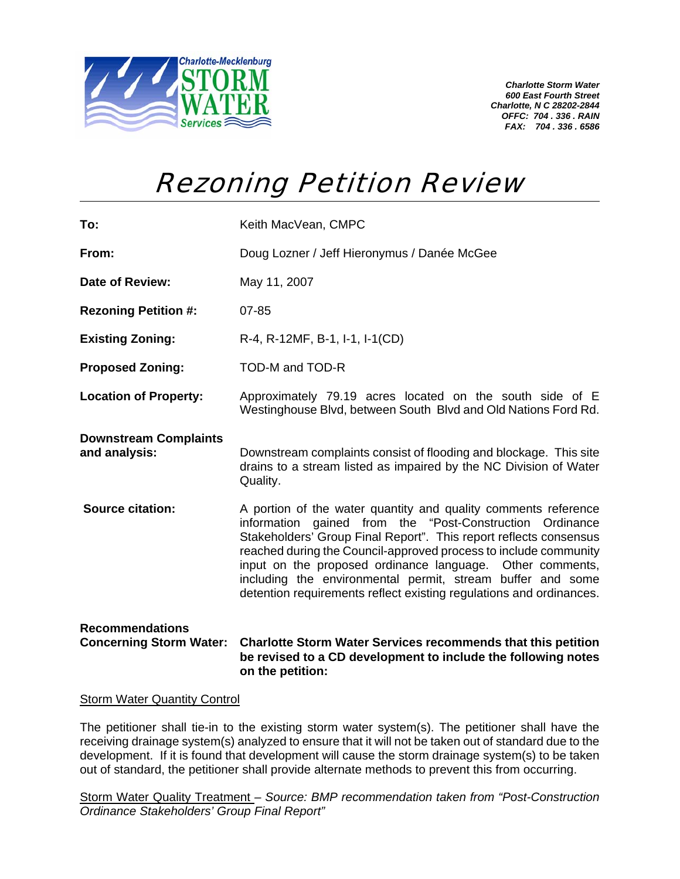Charlotte-Mecklenburg STORM WATER Services

*Charlotte Storm Water*
*600 East Fourth Street*
*Charlotte, N C 28202-2844*
*OFFC: 704 . 336 . RAIN*
*FAX: 704 . 336 . 6586*

# Rezoning Petition Review

**To:** Keith MacVean, CMPC

**From:** Doug Lozner / Jeff Hieronymus / Danée McGee

**Date of Review:** May 11, 2007

**Rezoning Petition #:** 07-85

**Existing Zoning:** R-4, R-12MF, B-1, I-1, I-1(CD)

**Proposed Zoning:** TOD-M and TOD-R

**Location of Property:** Approximately 79.19 acres located on the south side of E Westinghouse Blvd, between South Blvd and Old Nations Ford Rd.

**Downstream Complaints and analysis:** Downstream complaints consist of flooding and blockage. This site drains to a stream listed as impaired by the NC Division of Water Quality.

**Source citation:** A portion of the water quantity and quality comments reference information gained from the "Post-Construction Ordinance Stakeholders' Group Final Report". This report reflects consensus reached during the Council-approved process to include community input on the proposed ordinance language. Other comments, including the environmental permit, stream buffer and some detention requirements reflect existing regulations and ordinances.

**Recommendations Concerning Storm Water:** **Charlotte Storm Water Services recommends that this petition be revised to a CD development to include the following notes on the petition:**

<u>Storm Water Quantity Control</u>

The petitioner shall tie-in to the existing storm water system(s). The petitioner shall have the receiving drainage system(s) analyzed to ensure that it will not be taken out of standard due to the development. If it is found that development will cause the storm drainage system(s) to be taken out of standard, the petitioner shall provide alternate methods to prevent this from occurring.

<u>Storm Water Quality Treatment</u> – *Source: BMP recommendation taken from "Post-Construction Ordinance Stakeholders' Group Final Report"*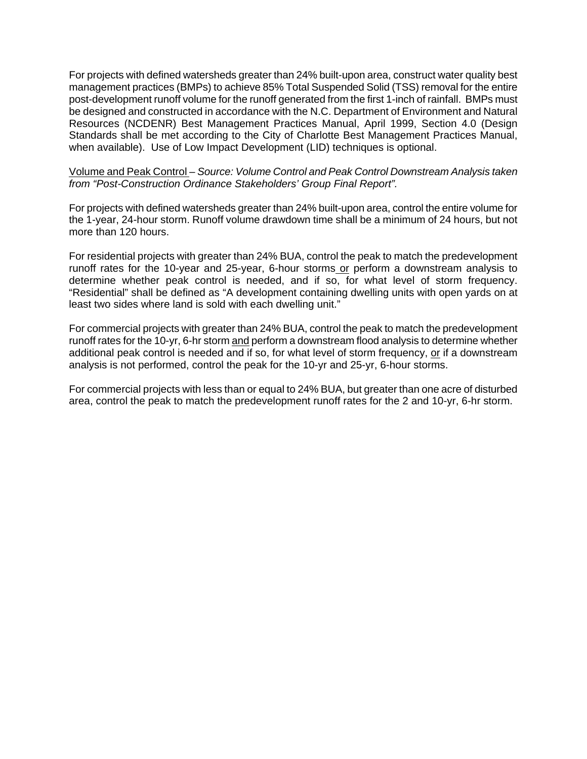For projects with defined watersheds greater than 24% built-upon area, construct water quality best management practices (BMPs) to achieve 85% Total Suspended Solid (TSS) removal for the entire post-development runoff volume for the runoff generated from the first 1-inch of rainfall. BMPs must be designed and constructed in accordance with the N.C. Department of Environment and Natural Resources (NCDENR) Best Management Practices Manual, April 1999, Section 4.0 (Design Standards shall be met according to the City of Charlotte Best Management Practices Manual, when available). Use of Low Impact Development (LID) techniques is optional.

<u>Volume and Peak Control</u> – *Source: Volume Control and Peak Control Downstream Analysis taken from "Post-Construction Ordinance Stakeholders' Group Final Report".*

For projects with defined watersheds greater than 24% built-upon area, control the entire volume for the 1-year, 24-hour storm. Runoff volume drawdown time shall be a minimum of 24 hours, but not more than 120 hours.

For residential projects with greater than 24% BUA, control the peak to match the predevelopment runoff rates for the 10-year and 25-year, 6-hour storms <u>or</u> perform a downstream analysis to determine whether peak control is needed, and if so, for what level of storm frequency. "Residential" shall be defined as "A development containing dwelling units with open yards on at least two sides where land is sold with each dwelling unit."

For commercial projects with greater than 24% BUA, control the peak to match the predevelopment runoff rates for the 10-yr, 6-hr storm <u>and</u> perform a downstream flood analysis to determine whether additional peak control is needed and if so, for what level of storm frequency, <u>or</u> if a downstream analysis is not performed, control the peak for the 10-yr and 25-yr, 6-hour storms.

For commercial projects with less than or equal to 24% BUA, but greater than one acre of disturbed area, control the peak to match the predevelopment runoff rates for the 2 and 10-yr, 6-hr storm.